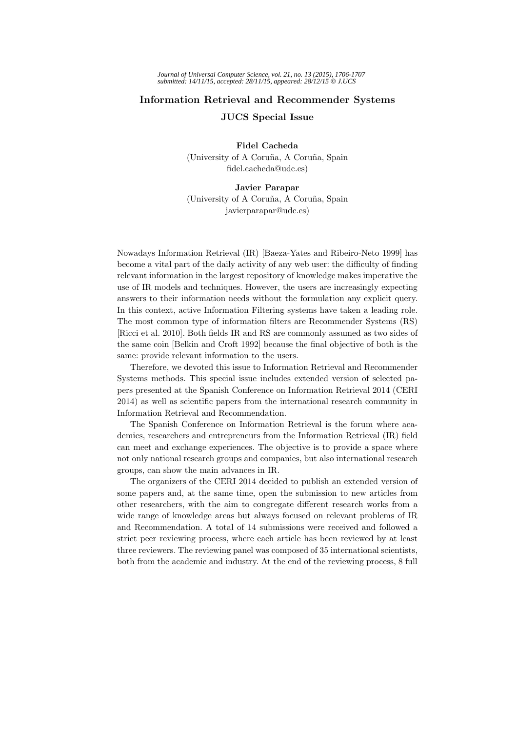# Information Retrieval and Recommender Systems

## JUCS Special Issue

**Fidel Cacheda**
(University of A Coruña, A Coruña, Spain
fidel.cacheda@udc.es)

**Javier Parapar**
(University of A Coruña, A Coruña, Spain
javierparapar@udc.es)

Nowadays Information Retrieval (IR) [Baeza-Yates and Ribeiro-Neto 1999] has become a vital part of the daily activity of any web user: the difficulty of finding relevant information in the largest repository of knowledge makes imperative the use of IR models and techniques. However, the users are increasingly expecting answers to their information needs without the formulation any explicit query. In this context, active Information Filtering systems have taken a leading role. The most common type of information filters are Recommender Systems (RS) [Ricci et al. 2010]. Both fields IR and RS are commonly assumed as two sides of the same coin [Belkin and Croft 1992] because the final objective of both is the same: provide relevant information to the users.

Therefore, we devoted this issue to Information Retrieval and Recommender Systems methods. This special issue includes extended version of selected papers presented at the Spanish Conference on Information Retrieval 2014 (CERI 2014) as well as scientific papers from the international research community in Information Retrieval and Recommendation.

The Spanish Conference on Information Retrieval is the forum where academics, researchers and entrepreneurs from the Information Retrieval (IR) field can meet and exchange experiences. The objective is to provide a space where not only national research groups and companies, but also international research groups, can show the main advances in IR.

The organizers of the CERI 2014 decided to publish an extended version of some papers and, at the same time, open the submission to new articles from other researchers, with the aim to congregate different research works from a wide range of knowledge areas but always focused on relevant problems of IR and Recommendation. A total of 14 submissions were received and followed a strict peer reviewing process, where each article has been reviewed by at least three reviewers. The reviewing panel was composed of 35 international scientists, both from the academic and industry. At the end of the reviewing process, 8 full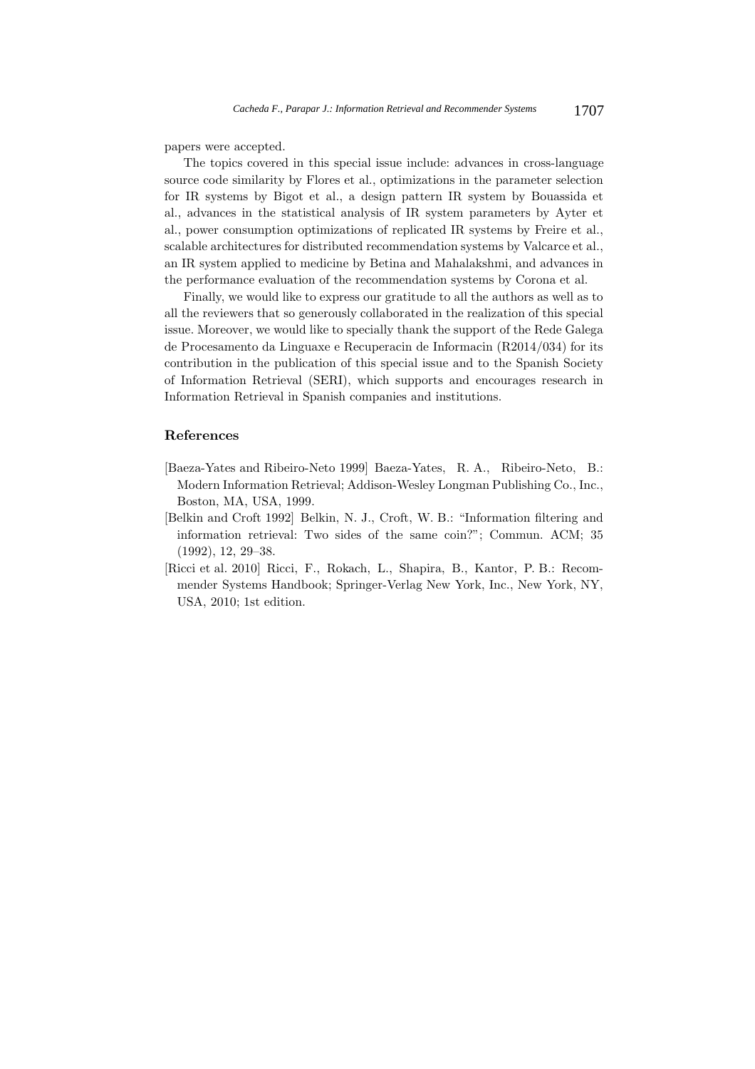papers were accepted.

The topics covered in this special issue include: advances in cross-language source code similarity by Flores et al., optimizations in the parameter selection for IR systems by Bigot et al., a design pattern IR system by Bouassida et al., advances in the statistical analysis of IR system parameters by Ayter et al., power consumption optimizations of replicated IR systems by Freire et al., scalable architectures for distributed recommendation systems by Valcarce et al., an IR system applied to medicine by Betina and Mahalakshmi, and advances in the performance evaluation of the recommendation systems by Corona et al.

Finally, we would like to express our gratitude to all the authors as well as to all the reviewers that so generously collaborated in the realization of this special issue. Moreover, we would like to specially thank the support of the Rede Galega de Procesamento da Linguaxe e Recuperacin de Informacin (R2014/034) for its contribution in the publication of this special issue and to the Spanish Society of Information Retrieval (SERI), which supports and encourages research in Information Retrieval in Spanish companies and institutions.

## References

[Baeza-Yates and Ribeiro-Neto 1999] Baeza-Yates, R. A., Ribeiro-Neto, B.: Modern Information Retrieval; Addison-Wesley Longman Publishing Co., Inc., Boston, MA, USA, 1999.

[Belkin and Croft 1992] Belkin, N. J., Croft, W. B.: "Information filtering and information retrieval: Two sides of the same coin?"; Commun. ACM; 35 (1992), 12, 29–38.

[Ricci et al. 2010] Ricci, F., Rokach, L., Shapira, B., Kantor, P. B.: Recommender Systems Handbook; Springer-Verlag New York, Inc., New York, NY, USA, 2010; 1st edition.